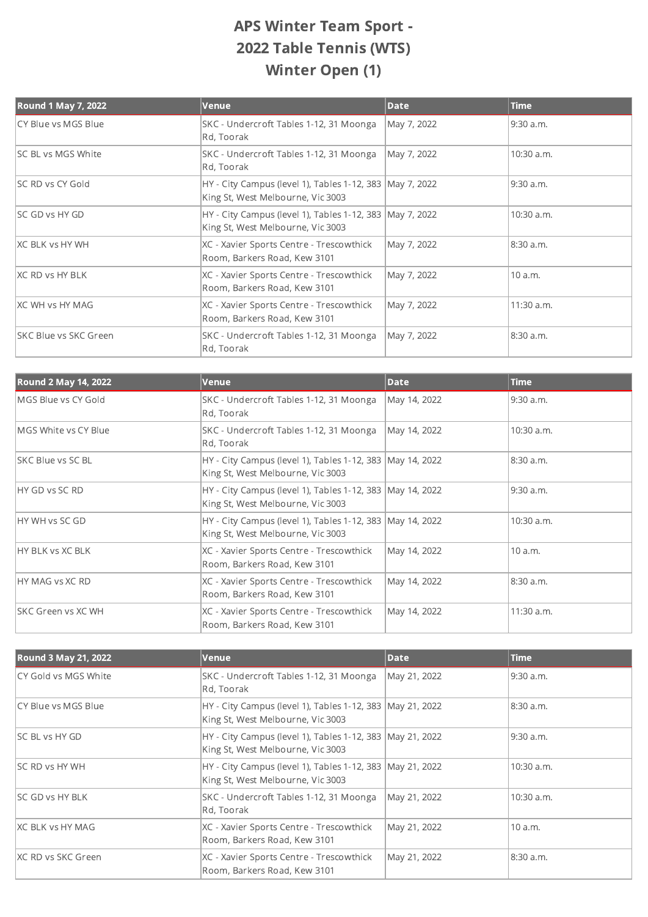# APS Winter Team Sport -
# 2022 Table Tennis (WTS)
# Winter Open (1)

| Round 1 May 7, 2022 | Venue | Date | Time |
| --- | --- | --- | --- |
| CY Blue vs MGS Blue | SKC - Undercroft Tables 1-12, 31 Moonga Rd, Toorak | May 7, 2022 | 9:30 a.m. |
| SC BL vs MGS White | SKC - Undercroft Tables 1-12, 31 Moonga Rd, Toorak | May 7, 2022 | 10:30 a.m. |
| SC RD vs CY Gold | HY - City Campus (level 1), Tables 1-12, 383 King St, West Melbourne, Vic 3003 | May 7, 2022 | 9:30 a.m. |
| SC GD vs HY GD | HY - City Campus (level 1), Tables 1-12, 383 King St, West Melbourne, Vic 3003 | May 7, 2022 | 10:30 a.m. |
| XC BLK vs HY WH | XC - Xavier Sports Centre - Trescowthick Room, Barkers Road, Kew 3101 | May 7, 2022 | 8:30 a.m. |
| XC RD vs HY BLK | XC - Xavier Sports Centre - Trescowthick Room, Barkers Road, Kew 3101 | May 7, 2022 | 10 a.m. |
| XC WH vs HY MAG | XC - Xavier Sports Centre - Trescowthick Room, Barkers Road, Kew 3101 | May 7, 2022 | 11:30 a.m. |
| SKC Blue vs SKC Green | SKC - Undercroft Tables 1-12, 31 Moonga Rd, Toorak | May 7, 2022 | 8:30 a.m. |

| Round 2 May 14, 2022 | Venue | Date | Time |
| --- | --- | --- | --- |
| MGS Blue vs CY Gold | SKC - Undercroft Tables 1-12, 31 Moonga Rd, Toorak | May 14, 2022 | 9:30 a.m. |
| MGS White vs CY Blue | SKC - Undercroft Tables 1-12, 31 Moonga Rd, Toorak | May 14, 2022 | 10:30 a.m. |
| SKC Blue vs SC BL | HY - City Campus (level 1), Tables 1-12, 383 King St, West Melbourne, Vic 3003 | May 14, 2022 | 8:30 a.m. |
| HY GD vs SC RD | HY - City Campus (level 1), Tables 1-12, 383 King St, West Melbourne, Vic 3003 | May 14, 2022 | 9:30 a.m. |
| HY WH vs SC GD | HY - City Campus (level 1), Tables 1-12, 383 King St, West Melbourne, Vic 3003 | May 14, 2022 | 10:30 a.m. |
| HY BLK vs XC BLK | XC - Xavier Sports Centre - Trescowthick Room, Barkers Road, Kew 3101 | May 14, 2022 | 10 a.m. |
| HY MAG vs XC RD | XC - Xavier Sports Centre - Trescowthick Room, Barkers Road, Kew 3101 | May 14, 2022 | 8:30 a.m. |
| SKC Green vs XC WH | XC - Xavier Sports Centre - Trescowthick Room, Barkers Road, Kew 3101 | May 14, 2022 | 11:30 a.m. |

| Round 3 May 21, 2022 | Venue | Date | Time |
| --- | --- | --- | --- |
| CY Gold vs MGS White | SKC - Undercroft Tables 1-12, 31 Moonga Rd, Toorak | May 21, 2022 | 9:30 a.m. |
| CY Blue vs MGS Blue | HY - City Campus (level 1), Tables 1-12, 383 King St, West Melbourne, Vic 3003 | May 21, 2022 | 8:30 a.m. |
| SC BL vs HY GD | HY - City Campus (level 1), Tables 1-12, 383 King St, West Melbourne, Vic 3003 | May 21, 2022 | 9:30 a.m. |
| SC RD vs HY WH | HY - City Campus (level 1), Tables 1-12, 383 King St, West Melbourne, Vic 3003 | May 21, 2022 | 10:30 a.m. |
| SC GD vs HY BLK | SKC - Undercroft Tables 1-12, 31 Moonga Rd, Toorak | May 21, 2022 | 10:30 a.m. |
| XC BLK vs HY MAG | XC - Xavier Sports Centre - Trescowthick Room, Barkers Road, Kew 3101 | May 21, 2022 | 10 a.m. |
| XC RD vs SKC Green | XC - Xavier Sports Centre - Trescowthick Room, Barkers Road, Kew 3101 | May 21, 2022 | 8:30 a.m. |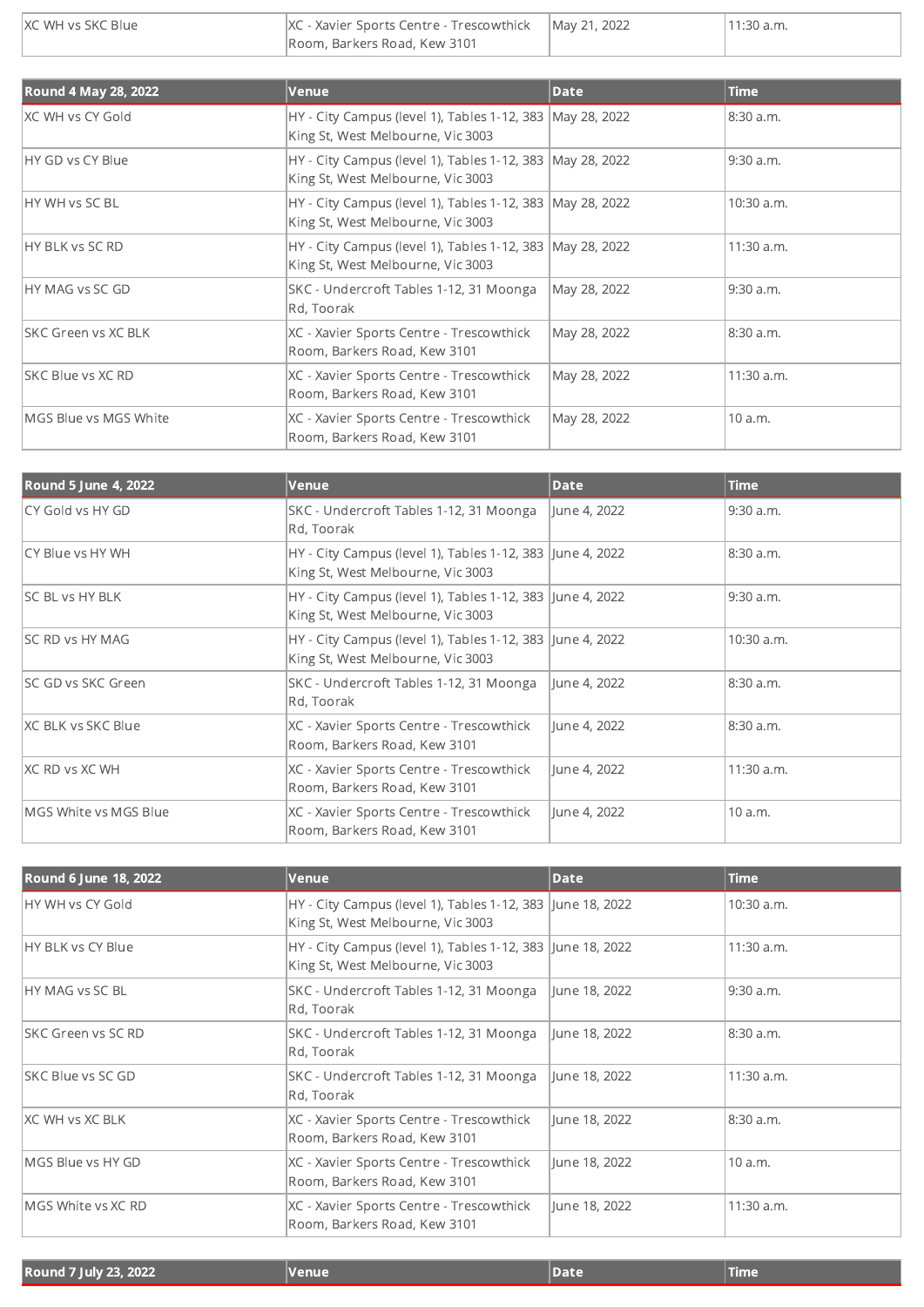| XC WH vs SKC Blue | XC - Xavier Sports Centre - Trescowthick Room, Barkers Road, Kew 3101 | May 21, 2022 | 11:30 a.m. |
|---|---|---|---|

| Round 4 May 28, 2022 | Venue | Date | Time |
|---|---|---|---|
| XC WH vs CY Gold | HY - City Campus (level 1), Tables 1-12, 383 King St, West Melbourne, Vic 3003 | May 28, 2022 | 8:30 a.m. |
| HY GD vs CY Blue | HY - City Campus (level 1), Tables 1-12, 383 King St, West Melbourne, Vic 3003 | May 28, 2022 | 9:30 a.m. |
| HY WH vs SC BL | HY - City Campus (level 1), Tables 1-12, 383 King St, West Melbourne, Vic 3003 | May 28, 2022 | 10:30 a.m. |
| HY BLK vs SC RD | HY - City Campus (level 1), Tables 1-12, 383 King St, West Melbourne, Vic 3003 | May 28, 2022 | 11:30 a.m. |
| HY MAG vs SC GD | SKC - Undercroft Tables 1-12, 31 Moonga Rd, Toorak | May 28, 2022 | 9:30 a.m. |
| SKC Green vs XC BLK | XC - Xavier Sports Centre - Trescowthick Room, Barkers Road, Kew 3101 | May 28, 2022 | 8:30 a.m. |
| SKC Blue vs XC RD | XC - Xavier Sports Centre - Trescowthick Room, Barkers Road, Kew 3101 | May 28, 2022 | 11:30 a.m. |
| MGS Blue vs MGS White | XC - Xavier Sports Centre - Trescowthick Room, Barkers Road, Kew 3101 | May 28, 2022 | 10 a.m. |

| Round 5 June 4, 2022 | Venue | Date | Time |
|---|---|---|---|
| CY Gold vs HY GD | SKC - Undercroft Tables 1-12, 31 Moonga Rd, Toorak | June 4, 2022 | 9:30 a.m. |
| CY Blue vs HY WH | HY - City Campus (level 1), Tables 1-12, 383 King St, West Melbourne, Vic 3003 | June 4, 2022 | 8:30 a.m. |
| SC BL vs HY BLK | HY - City Campus (level 1), Tables 1-12, 383 King St, West Melbourne, Vic 3003 | June 4, 2022 | 9:30 a.m. |
| SC RD vs HY MAG | HY - City Campus (level 1), Tables 1-12, 383 King St, West Melbourne, Vic 3003 | June 4, 2022 | 10:30 a.m. |
| SC GD vs SKC Green | SKC - Undercroft Tables 1-12, 31 Moonga Rd, Toorak | June 4, 2022 | 8:30 a.m. |
| XC BLK vs SKC Blue | XC - Xavier Sports Centre - Trescowthick Room, Barkers Road, Kew 3101 | June 4, 2022 | 8:30 a.m. |
| XC RD vs XC WH | XC - Xavier Sports Centre - Trescowthick Room, Barkers Road, Kew 3101 | June 4, 2022 | 11:30 a.m. |
| MGS White vs MGS Blue | XC - Xavier Sports Centre - Trescowthick Room, Barkers Road, Kew 3101 | June 4, 2022 | 10 a.m. |

| Round 6 June 18, 2022 | Venue | Date | Time |
|---|---|---|---|
| HY WH vs CY Gold | HY - City Campus (level 1), Tables 1-12, 383 King St, West Melbourne, Vic 3003 | June 18, 2022 | 10:30 a.m. |
| HY BLK vs CY Blue | HY - City Campus (level 1), Tables 1-12, 383 King St, West Melbourne, Vic 3003 | June 18, 2022 | 11:30 a.m. |
| HY MAG vs SC BL | SKC - Undercroft Tables 1-12, 31 Moonga Rd, Toorak | June 18, 2022 | 9:30 a.m. |
| SKC Green vs SC RD | SKC - Undercroft Tables 1-12, 31 Moonga Rd, Toorak | June 18, 2022 | 8:30 a.m. |
| SKC Blue vs SC GD | SKC - Undercroft Tables 1-12, 31 Moonga Rd, Toorak | June 18, 2022 | 11:30 a.m. |
| XC WH vs XC BLK | XC - Xavier Sports Centre - Trescowthick Room, Barkers Road, Kew 3101 | June 18, 2022 | 8:30 a.m. |
| MGS Blue vs HY GD | XC - Xavier Sports Centre - Trescowthick Room, Barkers Road, Kew 3101 | June 18, 2022 | 10 a.m. |
| MGS White vs XC RD | XC - Xavier Sports Centre - Trescowthick Room, Barkers Road, Kew 3101 | June 18, 2022 | 11:30 a.m. |

| Round 7 July 23, 2022 | Venue | Date | Time |
|---|---|---|---|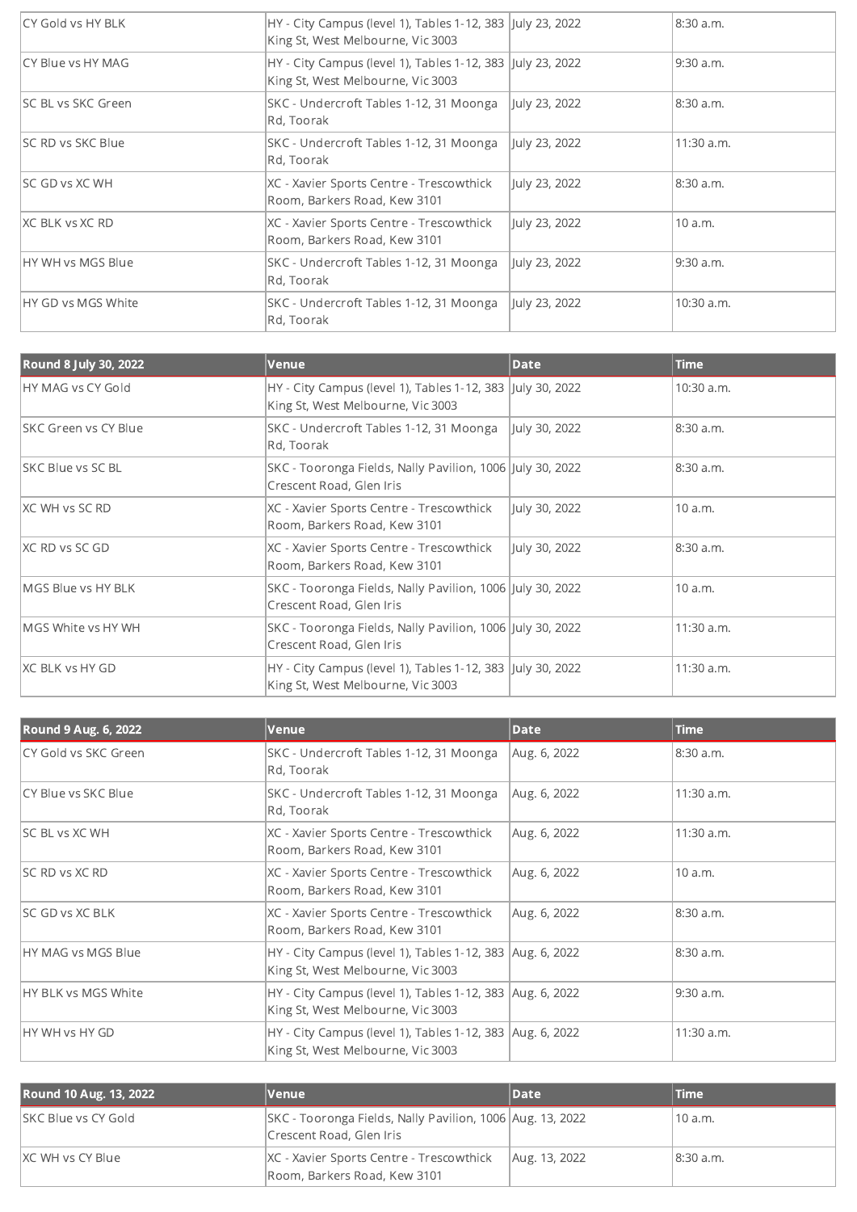| | | | |
|---|---|---|---|
| CY Gold vs HY BLK | HY - City Campus (level 1), Tables 1-12, 383 King St, West Melbourne, Vic 3003 | July 23, 2022 | 8:30 a.m. |
| CY Blue vs HY MAG | HY - City Campus (level 1), Tables 1-12, 383 King St, West Melbourne, Vic 3003 | July 23, 2022 | 9:30 a.m. |
| SC BL vs SKC Green | SKC - Undercroft Tables 1-12, 31 Moonga Rd, Toorak | July 23, 2022 | 8:30 a.m. |
| SC RD vs SKC Blue | SKC - Undercroft Tables 1-12, 31 Moonga Rd, Toorak | July 23, 2022 | 11:30 a.m. |
| SC GD vs XC WH | XC - Xavier Sports Centre - Trescowthick Room, Barkers Road, Kew 3101 | July 23, 2022 | 8:30 a.m. |
| XC BLK vs XC RD | XC - Xavier Sports Centre - Trescowthick Room, Barkers Road, Kew 3101 | July 23, 2022 | 10 a.m. |
| HY WH vs MGS Blue | SKC - Undercroft Tables 1-12, 31 Moonga Rd, Toorak | July 23, 2022 | 9:30 a.m. |
| HY GD vs MGS White | SKC - Undercroft Tables 1-12, 31 Moonga Rd, Toorak | July 23, 2022 | 10:30 a.m. |

| Round 8 July 30, 2022 | Venue | Date | Time |
|---|---|---|---|
| HY MAG vs CY Gold | HY - City Campus (level 1), Tables 1-12, 383 King St, West Melbourne, Vic 3003 | July 30, 2022 | 10:30 a.m. |
| SKC Green vs CY Blue | SKC - Undercroft Tables 1-12, 31 Moonga Rd, Toorak | July 30, 2022 | 8:30 a.m. |
| SKC Blue vs SC BL | SKC - Tooronga Fields, Nally Pavilion, 1006 Crescent Road, Glen Iris | July 30, 2022 | 8:30 a.m. |
| XC WH vs SC RD | XC - Xavier Sports Centre - Trescowthick Room, Barkers Road, Kew 3101 | July 30, 2022 | 10 a.m. |
| XC RD vs SC GD | XC - Xavier Sports Centre - Trescowthick Room, Barkers Road, Kew 3101 | July 30, 2022 | 8:30 a.m. |
| MGS Blue vs HY BLK | SKC - Tooronga Fields, Nally Pavilion, 1006 Crescent Road, Glen Iris | July 30, 2022 | 10 a.m. |
| MGS White vs HY WH | SKC - Tooronga Fields, Nally Pavilion, 1006 Crescent Road, Glen Iris | July 30, 2022 | 11:30 a.m. |
| XC BLK vs HY GD | HY - City Campus (level 1), Tables 1-12, 383 King St, West Melbourne, Vic 3003 | July 30, 2022 | 11:30 a.m. |

| Round 9 Aug. 6, 2022 | Venue | Date | Time |
|---|---|---|---|
| CY Gold vs SKC Green | SKC - Undercroft Tables 1-12, 31 Moonga Rd, Toorak | Aug. 6, 2022 | 8:30 a.m. |
| CY Blue vs SKC Blue | SKC - Undercroft Tables 1-12, 31 Moonga Rd, Toorak | Aug. 6, 2022 | 11:30 a.m. |
| SC BL vs XC WH | XC - Xavier Sports Centre - Trescowthick Room, Barkers Road, Kew 3101 | Aug. 6, 2022 | 11:30 a.m. |
| SC RD vs XC RD | XC - Xavier Sports Centre - Trescowthick Room, Barkers Road, Kew 3101 | Aug. 6, 2022 | 10 a.m. |
| SC GD vs XC BLK | XC - Xavier Sports Centre - Trescowthick Room, Barkers Road, Kew 3101 | Aug. 6, 2022 | 8:30 a.m. |
| HY MAG vs MGS Blue | HY - City Campus (level 1), Tables 1-12, 383 King St, West Melbourne, Vic 3003 | Aug. 6, 2022 | 8:30 a.m. |
| HY BLK vs MGS White | HY - City Campus (level 1), Tables 1-12, 383 King St, West Melbourne, Vic 3003 | Aug. 6, 2022 | 9:30 a.m. |
| HY WH vs HY GD | HY - City Campus (level 1), Tables 1-12, 383 King St, West Melbourne, Vic 3003 | Aug. 6, 2022 | 11:30 a.m. |

| Round 10 Aug. 13, 2022 | Venue | Date | Time |
|---|---|---|---|
| SKC Blue vs CY Gold | SKC - Tooronga Fields, Nally Pavilion, 1006 Crescent Road, Glen Iris | Aug. 13, 2022 | 10 a.m. |
| XC WH vs CY Blue | XC - Xavier Sports Centre - Trescowthick Room, Barkers Road, Kew 3101 | Aug. 13, 2022 | 8:30 a.m. |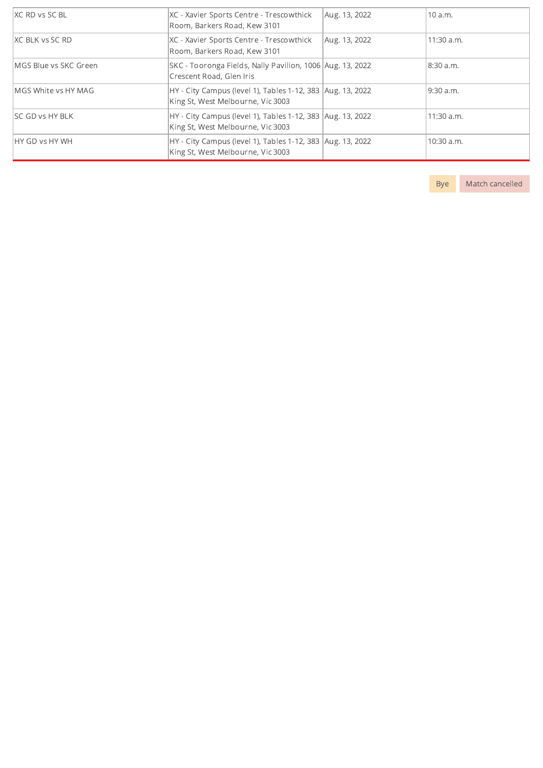| | | | |
|---|---|---|---|
| XC RD vs SC BL | XC - Xavier Sports Centre - Trescowthick Room, Barkers Road, Kew 3101 | Aug. 13, 2022 | 10 a.m. |
| XC BLK vs SC RD | XC - Xavier Sports Centre - Trescowthick Room, Barkers Road, Kew 3101 | Aug. 13, 2022 | 11:30 a.m. |
| MGS Blue vs SKC Green | SKC - Tooronga Fields, Nally Pavilion, 1006 Crescent Road, Glen Iris | Aug. 13, 2022 | 8:30 a.m. |
| MGS White vs HY MAG | HY - City Campus (level 1), Tables 1-12, 383 King St, West Melbourne, Vic 3003 | Aug. 13, 2022 | 9:30 a.m. |
| SC GD vs HY BLK | HY - City Campus (level 1), Tables 1-12, 383 King St, West Melbourne, Vic 3003 | Aug. 13, 2022 | 11:30 a.m. |
| HY GD vs HY WH | HY - City Campus (level 1), Tables 1-12, 383 King St, West Melbourne, Vic 3003 | Aug. 13, 2022 | 10:30 a.m. |

Bye Match cancelled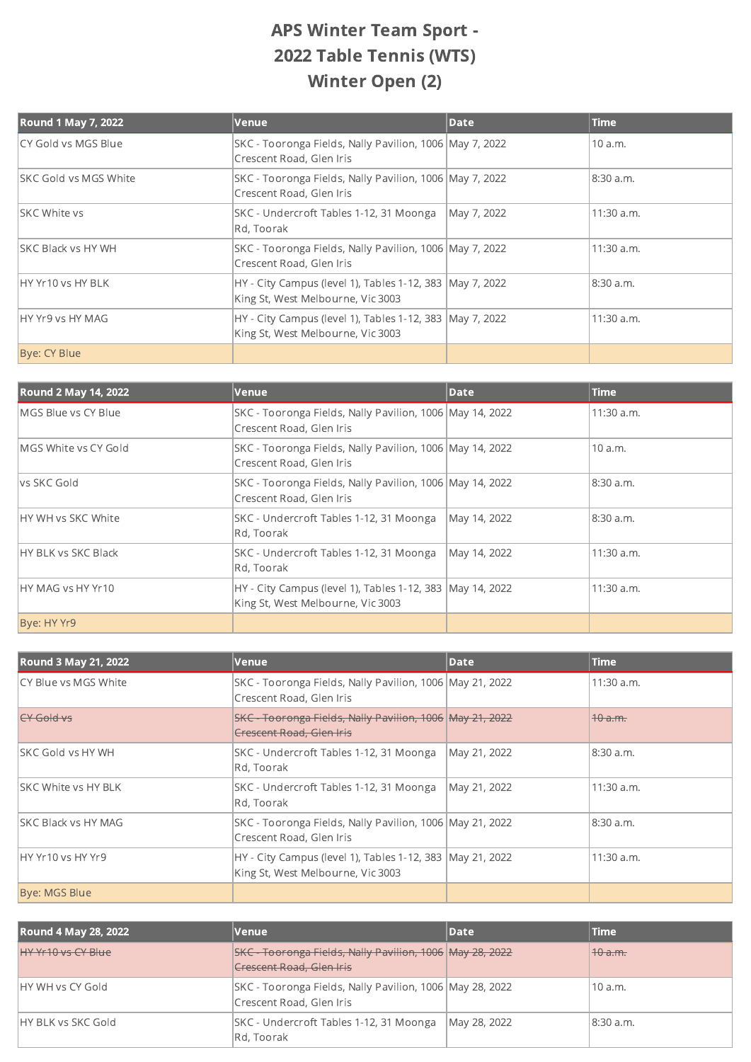# APS Winter Team Sport - 2022 Table Tennis (WTS) Winter Open (2)

| Round 1 May 7, 2022 | Venue | Date | Time |
|---|---|---|---|
| CY Gold vs MGS Blue | SKC - Tooronga Fields, Nally Pavilion, 1006 Crescent Road, Glen Iris | May 7, 2022 | 10 a.m. |
| SKC Gold vs MGS White | SKC - Tooronga Fields, Nally Pavilion, 1006 Crescent Road, Glen Iris | May 7, 2022 | 8:30 a.m. |
| SKC White vs | SKC - Undercroft Tables 1-12, 31 Moonga Rd, Toorak | May 7, 2022 | 11:30 a.m. |
| SKC Black vs HY WH | SKC - Tooronga Fields, Nally Pavilion, 1006 Crescent Road, Glen Iris | May 7, 2022 | 11:30 a.m. |
| HY Yr10 vs HY BLK | HY - City Campus (level 1), Tables 1-12, 383 King St, West Melbourne, Vic 3003 | May 7, 2022 | 8:30 a.m. |
| HY Yr9 vs HY MAG | HY - City Campus (level 1), Tables 1-12, 383 King St, West Melbourne, Vic 3003 | May 7, 2022 | 11:30 a.m. |
| Bye: CY Blue | | | |

| Round 2 May 14, 2022 | Venue | Date | Time |
|---|---|---|---|
| MGS Blue vs CY Blue | SKC - Tooronga Fields, Nally Pavilion, 1006 Crescent Road, Glen Iris | May 14, 2022 | 11:30 a.m. |
| MGS White vs CY Gold | SKC - Tooronga Fields, Nally Pavilion, 1006 Crescent Road, Glen Iris | May 14, 2022 | 10 a.m. |
| vs SKC Gold | SKC - Tooronga Fields, Nally Pavilion, 1006 Crescent Road, Glen Iris | May 14, 2022 | 8:30 a.m. |
| HY WH vs SKC White | SKC - Undercroft Tables 1-12, 31 Moonga Rd, Toorak | May 14, 2022 | 8:30 a.m. |
| HY BLK vs SKC Black | SKC - Undercroft Tables 1-12, 31 Moonga Rd, Toorak | May 14, 2022 | 11:30 a.m. |
| HY MAG vs HY Yr10 | HY - City Campus (level 1), Tables 1-12, 383 King St, West Melbourne, Vic 3003 | May 14, 2022 | 11:30 a.m. |
| Bye: HY Yr9 | | | |

| Round 3 May 21, 2022 | Venue | Date | Time |
|---|---|---|---|
| CY Blue vs MGS White | SKC - Tooronga Fields, Nally Pavilion, 1006 Crescent Road, Glen Iris | May 21, 2022 | 11:30 a.m. |
| ~~CY Gold vs~~ | ~~SKC - Tooronga Fields, Nally Pavilion, 1006 Crescent Road, Glen Iris~~ | ~~May 21, 2022~~ | ~~10 a.m.~~ |
| SKC Gold vs HY WH | SKC - Undercroft Tables 1-12, 31 Moonga Rd, Toorak | May 21, 2022 | 8:30 a.m. |
| SKC White vs HY BLK | SKC - Undercroft Tables 1-12, 31 Moonga Rd, Toorak | May 21, 2022 | 11:30 a.m. |
| SKC Black vs HY MAG | SKC - Tooronga Fields, Nally Pavilion, 1006 Crescent Road, Glen Iris | May 21, 2022 | 8:30 a.m. |
| HY Yr10 vs HY Yr9 | HY - City Campus (level 1), Tables 1-12, 383 King St, West Melbourne, Vic 3003 | May 21, 2022 | 11:30 a.m. |
| Bye: MGS Blue | | | |

| Round 4 May 28, 2022 | Venue | Date | Time |
|---|---|---|---|
| ~~HY Yr10 vs CY Blue~~ | ~~SKC - Tooronga Fields, Nally Pavilion, 1006 Crescent Road, Glen Iris~~ | ~~May 28, 2022~~ | ~~10 a.m.~~ |
| HY WH vs CY Gold | SKC - Tooronga Fields, Nally Pavilion, 1006 Crescent Road, Glen Iris | May 28, 2022 | 10 a.m. |
| HY BLK vs SKC Gold | SKC - Undercroft Tables 1-12, 31 Moonga Rd, Toorak | May 28, 2022 | 8:30 a.m. |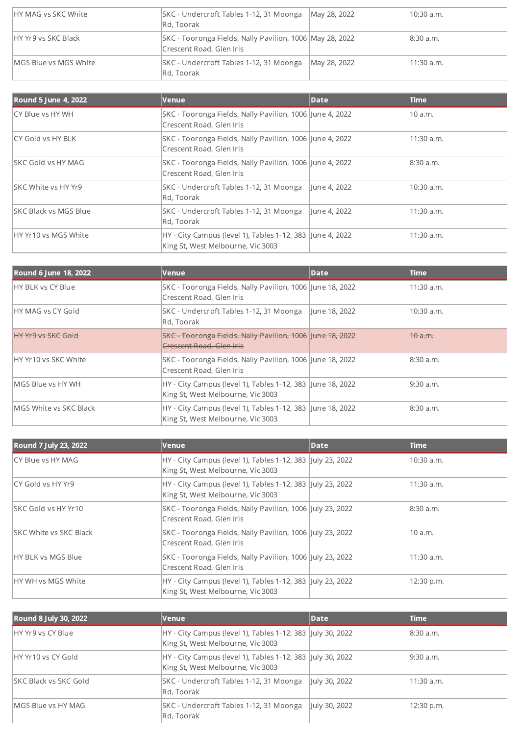| | | | |
|---|---|---|---|
| HY MAG vs SKC White | SKC - Undercroft Tables 1-12, 31 Moonga Rd, Toorak | May 28, 2022 | 10:30 a.m. |
| HY Yr9 vs SKC Black | SKC - Tooronga Fields, Nally Pavilion, 1006 Crescent Road, Glen Iris | May 28, 2022 | 8:30 a.m. |
| MGS Blue vs MGS White | SKC - Undercroft Tables 1-12, 31 Moonga Rd, Toorak | May 28, 2022 | 11:30 a.m. |

| Round 5 June 4, 2022 | Venue | Date | Time |
|---|---|---|---|
| CY Blue vs HY WH | SKC - Tooronga Fields, Nally Pavilion, 1006 Crescent Road, Glen Iris | June 4, 2022 | 10 a.m. |
| CY Gold vs HY BLK | SKC - Tooronga Fields, Nally Pavilion, 1006 Crescent Road, Glen Iris | June 4, 2022 | 11:30 a.m. |
| SKC Gold vs HY MAG | SKC - Tooronga Fields, Nally Pavilion, 1006 Crescent Road, Glen Iris | June 4, 2022 | 8:30 a.m. |
| SKC White vs HY Yr9 | SKC - Undercroft Tables 1-12, 31 Moonga Rd, Toorak | June 4, 2022 | 10:30 a.m. |
| SKC Black vs MGS Blue | SKC - Undercroft Tables 1-12, 31 Moonga Rd, Toorak | June 4, 2022 | 11:30 a.m. |
| HY Yr10 vs MGS White | HY - City Campus (level 1), Tables 1-12, 383 King St, West Melbourne, Vic 3003 | June 4, 2022 | 11:30 a.m. |

| Round 6 June 18, 2022 | Venue | Date | Time |
|---|---|---|---|
| HY BLK vs CY Blue | SKC - Tooronga Fields, Nally Pavilion, 1006 Crescent Road, Glen Iris | June 18, 2022 | 11:30 a.m. |
| HY MAG vs CY Gold | SKC - Undercroft Tables 1-12, 31 Moonga Rd, Toorak | June 18, 2022 | 10:30 a.m. |
| ~~HY Yr9 vs SKC Gold~~ | ~~SKC - Tooronga Fields, Nally Pavilion, 1006 Crescent Road, Glen Iris~~ | ~~June 18, 2022~~ | ~~10 a.m.~~ |
| HY Yr10 vs SKC White | SKC - Tooronga Fields, Nally Pavilion, 1006 Crescent Road, Glen Iris | June 18, 2022 | 8:30 a.m. |
| MGS Blue vs HY WH | HY - City Campus (level 1), Tables 1-12, 383 King St, West Melbourne, Vic 3003 | June 18, 2022 | 9:30 a.m. |
| MGS White vs SKC Black | HY - City Campus (level 1), Tables 1-12, 383 King St, West Melbourne, Vic 3003 | June 18, 2022 | 8:30 a.m. |

| Round 7 July 23, 2022 | Venue | Date | Time |
|---|---|---|---|
| CY Blue vs HY MAG | HY - City Campus (level 1), Tables 1-12, 383 King St, West Melbourne, Vic 3003 | July 23, 2022 | 10:30 a.m. |
| CY Gold vs HY Yr9 | HY - City Campus (level 1), Tables 1-12, 383 King St, West Melbourne, Vic 3003 | July 23, 2022 | 11:30 a.m. |
| SKC Gold vs HY Yr10 | SKC - Tooronga Fields, Nally Pavilion, 1006 Crescent Road, Glen Iris | July 23, 2022 | 8:30 a.m. |
| SKC White vs SKC Black | SKC - Tooronga Fields, Nally Pavilion, 1006 Crescent Road, Glen Iris | July 23, 2022 | 10 a.m. |
| HY BLK vs MGS Blue | SKC - Tooronga Fields, Nally Pavilion, 1006 Crescent Road, Glen Iris | July 23, 2022 | 11:30 a.m. |
| HY WH vs MGS White | HY - City Campus (level 1), Tables 1-12, 383 King St, West Melbourne, Vic 3003 | July 23, 2022 | 12:30 p.m. |

| Round 8 July 30, 2022 | Venue | Date | Time |
|---|---|---|---|
| HY Yr9 vs CY Blue | HY - City Campus (level 1), Tables 1-12, 383 King St, West Melbourne, Vic 3003 | July 30, 2022 | 8:30 a.m. |
| HY Yr10 vs CY Gold | HY - City Campus (level 1), Tables 1-12, 383 King St, West Melbourne, Vic 3003 | July 30, 2022 | 9:30 a.m. |
| SKC Black vs SKC Gold | SKC - Undercroft Tables 1-12, 31 Moonga Rd, Toorak | July 30, 2022 | 11:30 a.m. |
| MGS Blue vs HY MAG | SKC - Undercroft Tables 1-12, 31 Moonga Rd, Toorak | July 30, 2022 | 12:30 p.m. |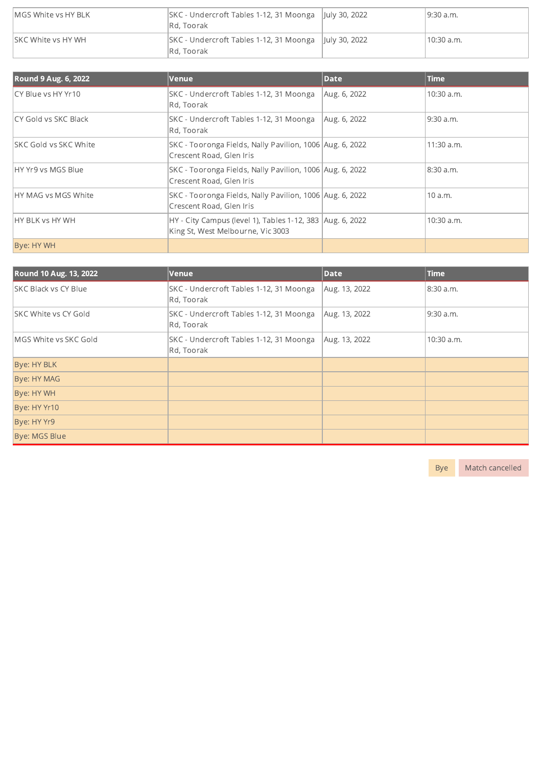| | | | |
|---|---|---|---|
| MGS White vs HY BLK | SKC - Undercroft Tables 1-12, 31 Moonga Rd, Toorak | July 30, 2022 | 9:30 a.m. |
| SKC White vs HY WH | SKC - Undercroft Tables 1-12, 31 Moonga Rd, Toorak | July 30, 2022 | 10:30 a.m. |

| Round 9 Aug. 6, 2022 | Venue | Date | Time |
|---|---|---|---|
| CY Blue vs HY Yr10 | SKC - Undercroft Tables 1-12, 31 Moonga Rd, Toorak | Aug. 6, 2022 | 10:30 a.m. |
| CY Gold vs SKC Black | SKC - Undercroft Tables 1-12, 31 Moonga Rd, Toorak | Aug. 6, 2022 | 9:30 a.m. |
| SKC Gold vs SKC White | SKC - Tooronga Fields, Nally Pavilion, 1006 Crescent Road, Glen Iris | Aug. 6, 2022 | 11:30 a.m. |
| HY Yr9 vs MGS Blue | SKC - Tooronga Fields, Nally Pavilion, 1006 Crescent Road, Glen Iris | Aug. 6, 2022 | 8:30 a.m. |
| HY MAG vs MGS White | SKC - Tooronga Fields, Nally Pavilion, 1006 Crescent Road, Glen Iris | Aug. 6, 2022 | 10 a.m. |
| HY BLK vs HY WH | HY - City Campus (level 1), Tables 1-12, 383 King St, West Melbourne, Vic 3003 | Aug. 6, 2022 | 10:30 a.m. |
| Bye: HY WH | | | |

| Round 10 Aug. 13, 2022 | Venue | Date | Time |
|---|---|---|---|
| SKC Black vs CY Blue | SKC - Undercroft Tables 1-12, 31 Moonga Rd, Toorak | Aug. 13, 2022 | 8:30 a.m. |
| SKC White vs CY Gold | SKC - Undercroft Tables 1-12, 31 Moonga Rd, Toorak | Aug. 13, 2022 | 9:30 a.m. |
| MGS White vs SKC Gold | SKC - Undercroft Tables 1-12, 31 Moonga Rd, Toorak | Aug. 13, 2022 | 10:30 a.m. |
| Bye: HY BLK | | | |
| Bye: HY MAG | | | |
| Bye: HY WH | | | |
| Bye: HY Yr10 | | | |
| Bye: HY Yr9 | | | |
| Bye: MGS Blue | | | |

Bye | Match cancelled